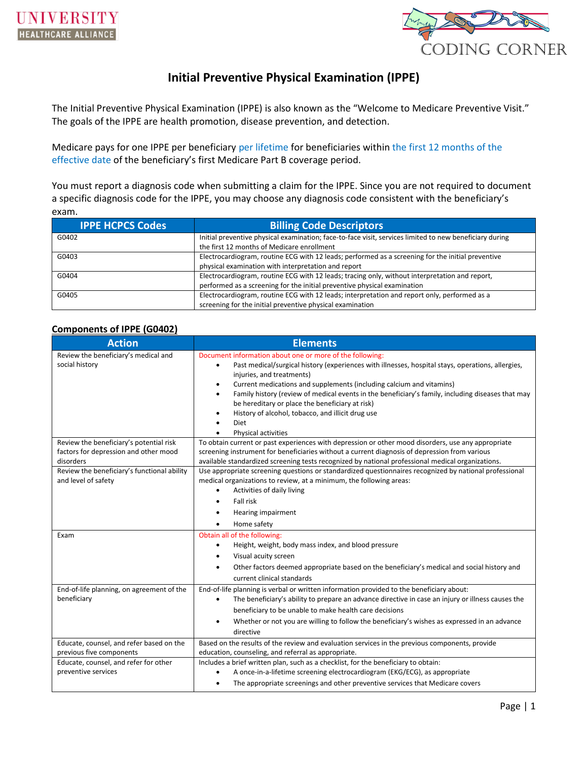UNIVERSITY HEALTHCARE ALLIANCE

CODING CORNER

# Initial Preventive Physical Examination (IPPE)

The Initial Preventive Physical Examination (IPPE) is also known as the "Welcome to Medicare Preventive Visit." The goals of the IPPE are health promotion, disease prevention, and detection.

Medicare pays for one IPPE per beneficiary per lifetime for beneficiaries within the first 12 months of the effective date of the beneficiary's first Medicare Part B coverage period.

You must report a diagnosis code when submitting a claim for the IPPE. Since you are not required to document a specific diagnosis code for the IPPE, you may choose any diagnosis code consistent with the beneficiary's exam.

| IPPE HCPCS Codes | Billing Code Descriptors |
|---|---|
| G0402 | Initial preventive physical examination; face-to-face visit, services limited to new beneficiary during the first 12 months of Medicare enrollment |
| G0403 | Electrocardiogram, routine ECG with 12 leads; performed as a screening for the initial preventive physical examination with interpretation and report |
| G0404 | Electrocardiogram, routine ECG with 12 leads; tracing only, without interpretation and report, performed as a screening for the initial preventive physical examination |
| G0405 | Electrocardiogram, routine ECG with 12 leads; interpretation and report only, performed as a screening for the initial preventive physical examination |

## Components of IPPE (G0402)

| Action | Elements |
|---|---|
| Review the beneficiary's medical and social history | Document information about one or more of the following:<br>• Past medical/surgical history (experiences with illnesses, hospital stays, operations, allergies, injuries, and treatments)<br>• Current medications and supplements (including calcium and vitamins)<br>• Family history (review of medical events in the beneficiary's family, including diseases that may be hereditary or place the beneficiary at risk)<br>• History of alcohol, tobacco, and illicit drug use<br>• Diet<br>• Physical activities |
| Review the beneficiary's potential risk factors for depression and other mood disorders | To obtain current or past experiences with depression or other mood disorders, use any appropriate screening instrument for beneficiaries without a current diagnosis of depression from various available standardized screening tests recognized by national professional medical organizations. |
| Review the beneficiary's functional ability and level of safety | Use appropriate screening questions or standardized questionnaires recognized by national professional medical organizations to review, at a minimum, the following areas:<br>• Activities of daily living<br>• Fall risk<br>• Hearing impairment<br>• Home safety |
| Exam | Obtain all of the following:<br>• Height, weight, body mass index, and blood pressure<br>• Visual acuity screen<br>• Other factors deemed appropriate based on the beneficiary's medical and social history and current clinical standards |
| End-of-life planning, on agreement of the beneficiary | End-of-life planning is verbal or written information provided to the beneficiary about:<br>• The beneficiary's ability to prepare an advance directive in case an injury or illness causes the beneficiary to be unable to make health care decisions<br>• Whether or not you are willing to follow the beneficiary's wishes as expressed in an advance directive |
| Educate, counsel, and refer based on the previous five components | Based on the results of the review and evaluation services in the previous components, provide education, counseling, and referral as appropriate. |
| Educate, counsel, and refer for other preventive services | Includes a brief written plan, such as a checklist, for the beneficiary to obtain:<br>• A once-in-a-lifetime screening electrocardiogram (EKG/ECG), as appropriate<br>• The appropriate screenings and other preventive services that Medicare covers |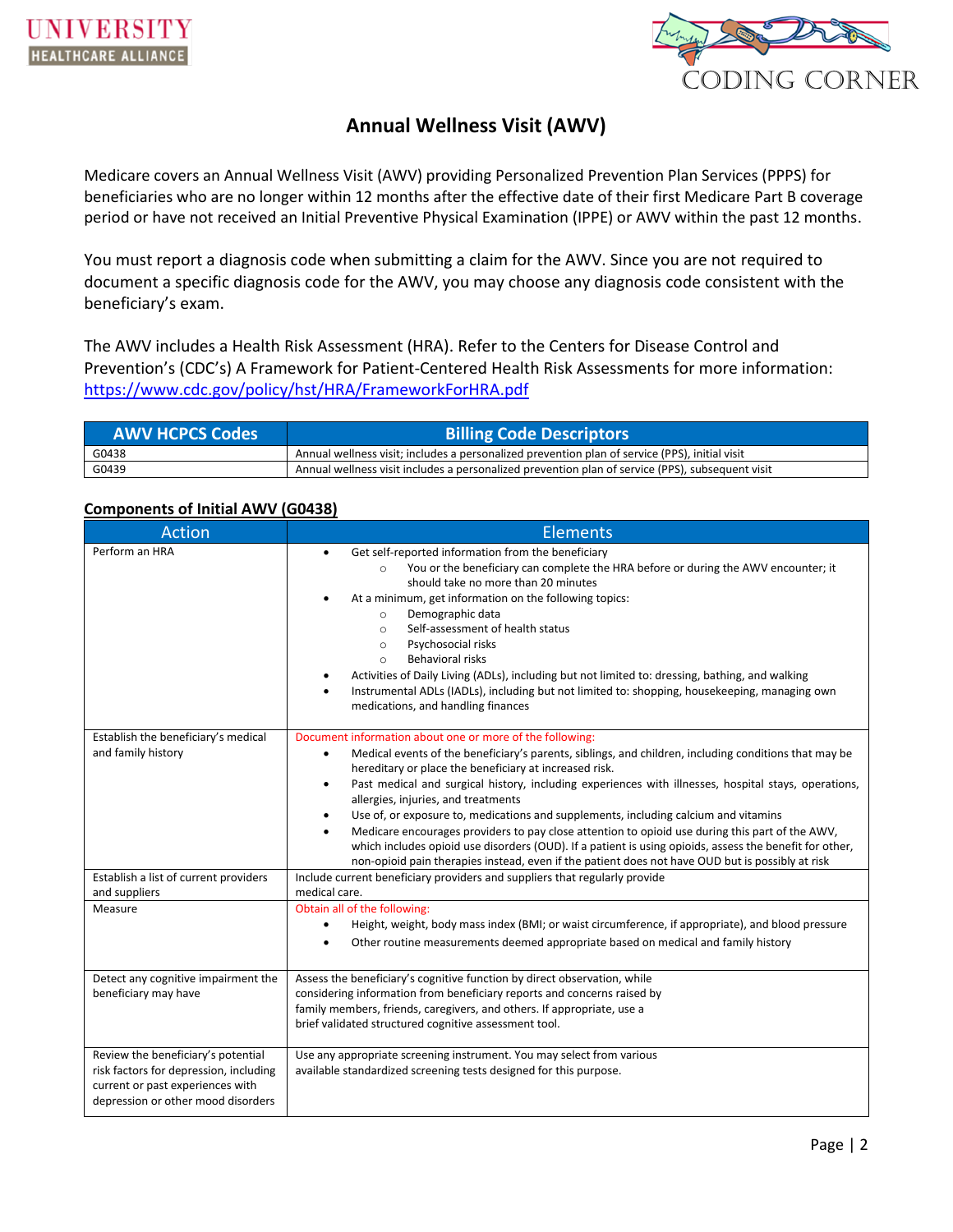# Annual Wellness Visit (AWV)

Medicare covers an Annual Wellness Visit (AWV) providing Personalized Prevention Plan Services (PPPS) for beneficiaries who are no longer within 12 months after the effective date of their first Medicare Part B coverage period or have not received an Initial Preventive Physical Examination (IPPE) or AWV within the past 12 months.

You must report a diagnosis code when submitting a claim for the AWV. Since you are not required to document a specific diagnosis code for the AWV, you may choose any diagnosis code consistent with the beneficiary's exam.

The AWV includes a Health Risk Assessment (HRA). Refer to the Centers for Disease Control and Prevention's (CDC's) A Framework for Patient-Centered Health Risk Assessments for more information: https://www.cdc.gov/policy/hst/HRA/FrameworkForHRA.pdf

| AWV HCPCS Codes | Billing Code Descriptors |
|---|---|
| G0438 | Annual wellness visit; includes a personalized prevention plan of service (PPS), initial visit |
| G0439 | Annual wellness visit includes a personalized prevention plan of service (PPS), subsequent visit |

## Components of Initial AWV (G0438)

| Action | Elements |
|---|---|
| Perform an HRA | • Get self-reported information from the beneficiary<br>  ○ You or the beneficiary can complete the HRA before or during the AWV encounter; it should take no more than 20 minutes<br>• At a minimum, get information on the following topics:<br>  ○ Demographic data<br>  ○ Self-assessment of health status<br>  ○ Psychosocial risks<br>  ○ Behavioral risks<br>• Activities of Daily Living (ADLs), including but not limited to: dressing, bathing, and walking<br>• Instrumental ADLs (IADLs), including but not limited to: shopping, housekeeping, managing own medications, and handling finances |
| Establish the beneficiary's medical and family history | Document information about one or more of the following:<br>• Medical events of the beneficiary's parents, siblings, and children, including conditions that may be hereditary or place the beneficiary at increased risk.<br>• Past medical and surgical history, including experiences with illnesses, hospital stays, operations, allergies, injuries, and treatments<br>• Use of, or exposure to, medications and supplements, including calcium and vitamins<br>• Medicare encourages providers to pay close attention to opioid use during this part of the AWV, which includes opioid use disorders (OUD). If a patient is using opioids, assess the benefit for other, non-opioid pain therapies instead, even if the patient does not have OUD but is possibly at risk |
| Establish a list of current providers and suppliers | Include current beneficiary providers and suppliers that regularly provide medical care. |
| Measure | Obtain all of the following:<br>• Height, weight, body mass index (BMI; or waist circumference, if appropriate), and blood pressure<br>• Other routine measurements deemed appropriate based on medical and family history |
| Detect any cognitive impairment the beneficiary may have | Assess the beneficiary's cognitive function by direct observation, while considering information from beneficiary reports and concerns raised by family members, friends, caregivers, and others. If appropriate, use a brief validated structured cognitive assessment tool. |
| Review the beneficiary's potential risk factors for depression, including current or past experiences with depression or other mood disorders | Use any appropriate screening instrument. You may select from various available standardized screening tests designed for this purpose. |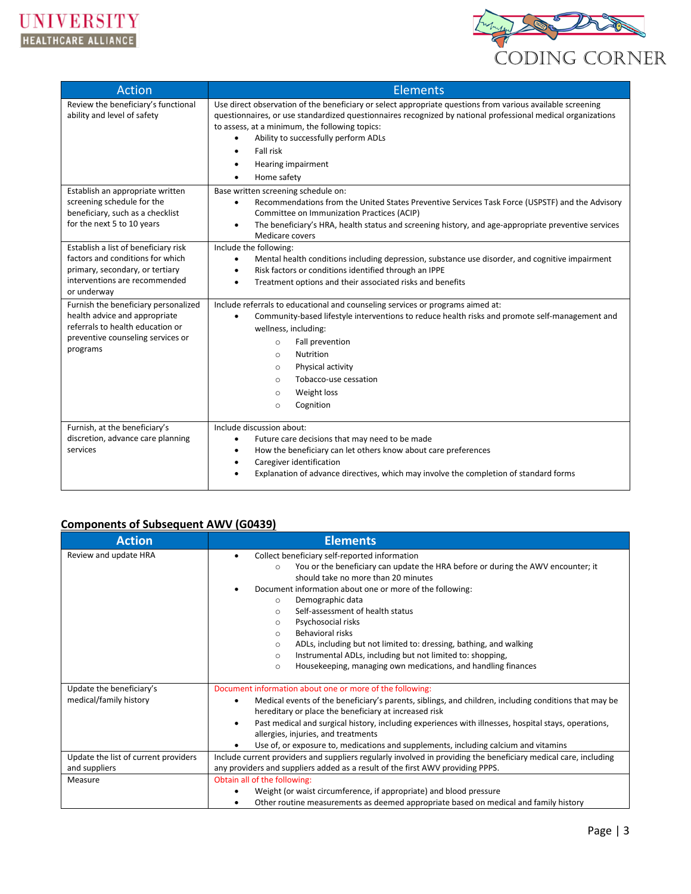| Action | Elements |
|---|---|
| Review the beneficiary's functional ability and level of safety | Use direct observation of the beneficiary or select appropriate questions from various available screening questionnaires, or use standardized questionnaires recognized by national professional medical organizations to assess, at a minimum, the following topics:<br>• Ability to successfully perform ADLs<br>• Fall risk<br>• Hearing impairment<br>• Home safety |
| Establish an appropriate written screening schedule for the beneficiary, such as a checklist for the next 5 to 10 years | Base written screening schedule on:<br>• Recommendations from the United States Preventive Services Task Force (USPSTF) and the Advisory Committee on Immunization Practices (ACIP)<br>• The beneficiary's HRA, health status and screening history, and age-appropriate preventive services Medicare covers |
| Establish a list of beneficiary risk factors and conditions for which primary, secondary, or tertiary interventions are recommended or underway | Include the following:<br>• Mental health conditions including depression, substance use disorder, and cognitive impairment<br>• Risk factors or conditions identified through an IPPE<br>• Treatment options and their associated risks and benefits |
| Furnish the beneficiary personalized health advice and appropriate referrals to health education or preventive counseling services or programs | Include referrals to educational and counseling services or programs aimed at:<br>• Community-based lifestyle interventions to reduce health risks and promote self-management and wellness, including:<br>  ◦ Fall prevention<br>  ◦ Nutrition<br>  ◦ Physical activity<br>  ◦ Tobacco-use cessation<br>  ◦ Weight loss<br>  ◦ Cognition |
| Furnish, at the beneficiary's discretion, advance care planning services | Include discussion about:<br>• Future care decisions that may need to be made<br>• How the beneficiary can let others know about care preferences<br>• Caregiver identification<br>• Explanation of advance directives, which may involve the completion of standard forms |

## Components of Subsequent AWV (G0439)

| Action | Elements |
|---|---|
| Review and update HRA | • Collect beneficiary self-reported information<br>  ◦ You or the beneficiary can update the HRA before or during the AWV encounter; it should take no more than 20 minutes<br>• Document information about one or more of the following:<br>  ◦ Demographic data<br>  ◦ Self-assessment of health status<br>  ◦ Psychosocial risks<br>  ◦ Behavioral risks<br>  ◦ ADLs, including but not limited to: dressing, bathing, and walking<br>  ◦ Instrumental ADLs, including but not limited to: shopping,<br>  ◦ Housekeeping, managing own medications, and handling finances |
| Update the beneficiary's medical/family history | Document information about one or more of the following:<br>• Medical events of the beneficiary's parents, siblings, and children, including conditions that may be hereditary or place the beneficiary at increased risk<br>• Past medical and surgical history, including experiences with illnesses, hospital stays, operations, allergies, injuries, and treatments<br>• Use of, or exposure to, medications and supplements, including calcium and vitamins |
| Update the list of current providers and suppliers | Include current providers and suppliers regularly involved in providing the beneficiary medical care, including any providers and suppliers added as a result of the first AWV providing PPPS. |
| Measure | Obtain all of the following:<br>• Weight (or waist circumference, if appropriate) and blood pressure<br>• Other routine measurements as deemed appropriate based on medical and family history |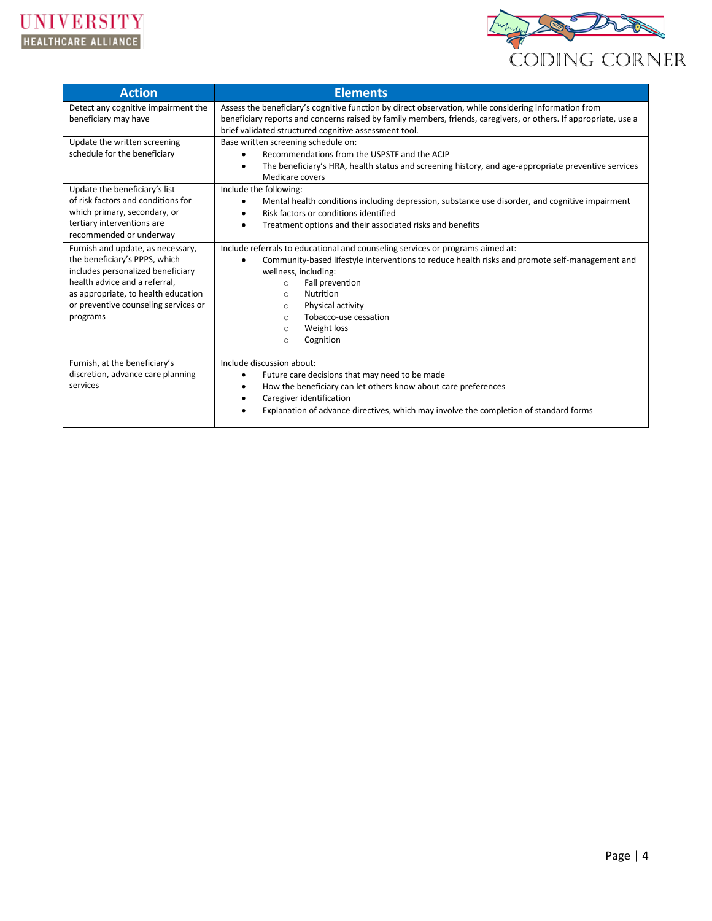| Action | Elements |
|---|---|
| Detect any cognitive impairment the beneficiary may have | Assess the beneficiary's cognitive function by direct observation, while considering information from beneficiary reports and concerns raised by family members, friends, caregivers, or others. If appropriate, use a brief validated structured cognitive assessment tool. |
| Update the written screening schedule for the beneficiary | Base written screening schedule on:<br>• Recommendations from the USPSTF and the ACIP<br>• The beneficiary's HRA, health status and screening history, and age-appropriate preventive services Medicare covers |
| Update the beneficiary's list of risk factors and conditions for which primary, secondary, or tertiary interventions are recommended or underway | Include the following:<br>• Mental health conditions including depression, substance use disorder, and cognitive impairment<br>• Risk factors or conditions identified<br>• Treatment options and their associated risks and benefits |
| Furnish and update, as necessary, the beneficiary's PPPS, which includes personalized beneficiary health advice and a referral, as appropriate, to health education or preventive counseling services or programs | Include referrals to educational and counseling services or programs aimed at:<br>• Community-based lifestyle interventions to reduce health risks and promote self-management and wellness, including:<br>&nbsp;&nbsp;○ Fall prevention<br>&nbsp;&nbsp;○ Nutrition<br>&nbsp;&nbsp;○ Physical activity<br>&nbsp;&nbsp;○ Tobacco-use cessation<br>&nbsp;&nbsp;○ Weight loss<br>&nbsp;&nbsp;○ Cognition |
| Furnish, at the beneficiary's discretion, advance care planning services | Include discussion about:<br>• Future care decisions that may need to be made<br>• How the beneficiary can let others know about care preferences<br>• Caregiver identification<br>• Explanation of advance directives, which may involve the completion of standard forms |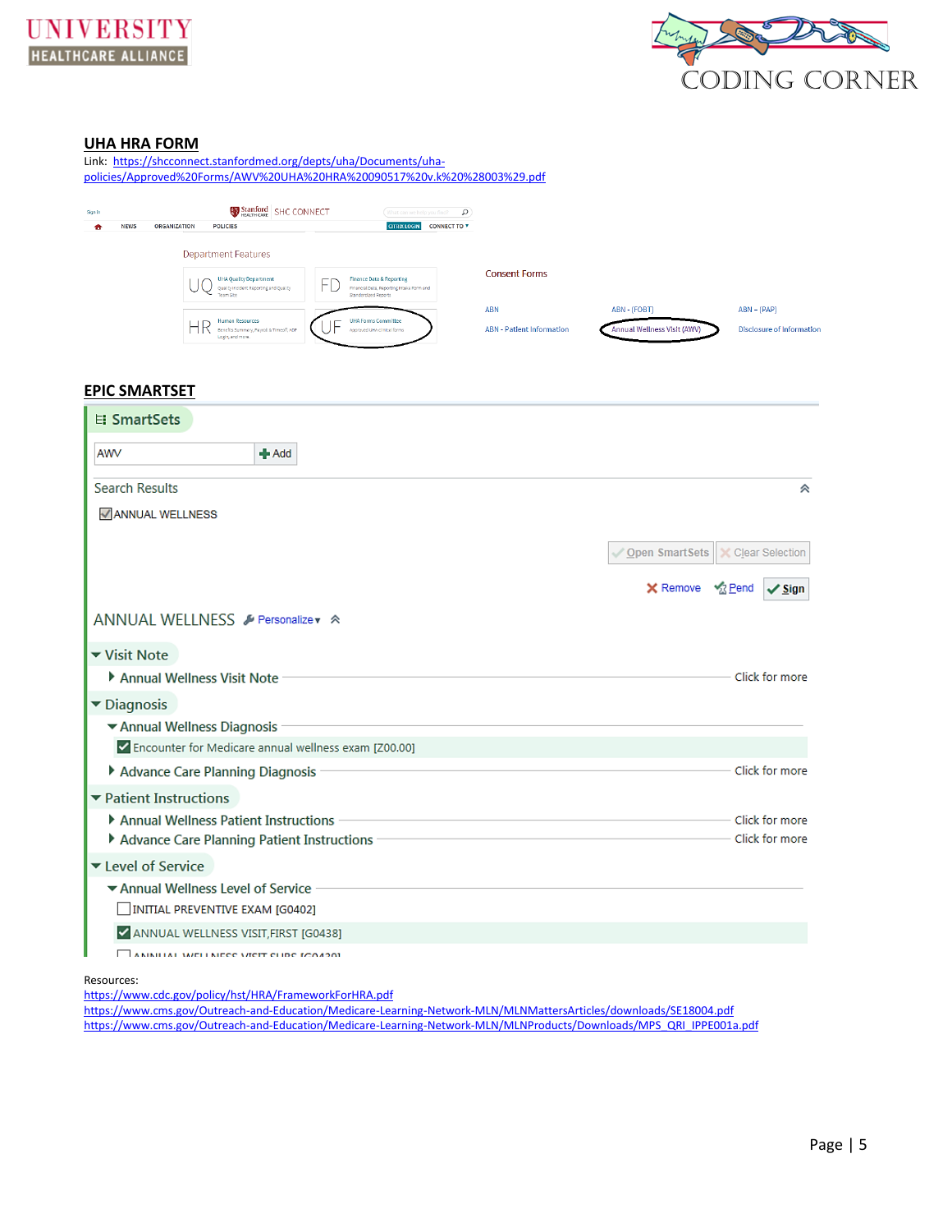## UHA HRA FORM

Link: https://shcconnect.stanfordmed.org/depts/uha/Documents/uha-policies/Approved%20Forms/AWV%20UHA%20HRA%20090517%20v.k%20%28003%29.pdf

Department Features

UQ UHA Quality Department

FD Finance Data & Reporting

HR Human Resources

UF UHA Forms Committee

Consent Forms

ABN

ABN - (FOBT)

ABN - (PAP)

ABN - Patient Information

Annual Wellness Visit (AWV)

Disclosure of Information

## EPIC SMARTSET

SmartSets

AWV Add

Search Results

ANNUAL WELLNESS

Open SmartSets | Clear Selection

Remove | Pend | Sign

ANNUAL WELLNESS Personalize

- Visit Note
  - Annual Wellness Visit Note — Click for more
- Diagnosis
  - Annual Wellness Diagnosis
    - [x] Encounter for Medicare annual wellness exam [Z00.00]
  - Advance Care Planning Diagnosis — Click for more
- Patient Instructions
  - Annual Wellness Patient Instructions — Click for more
  - Advance Care Planning Patient Instructions — Click for more
- Level of Service
  - Annual Wellness Level of Service
    - [ ] INITIAL PREVENTIVE EXAM [G0402]
    - [x] ANNUAL WELLNESS VISIT,FIRST [G0438]
    - [ ] ANNUAL WELLNESS VISIT SUBS [G0439]

Resources:

https://www.cdc.gov/policy/hst/HRA/FrameworkForHRA.pdf

https://www.cms.gov/Outreach-and-Education/Medicare-Learning-Network-MLN/MLNMattersArticles/downloads/SE18004.pdf

https://www.cms.gov/Outreach-and-Education/Medicare-Learning-Network-MLN/MLNProducts/Downloads/MPS_QRI_IPPE001a.pdf